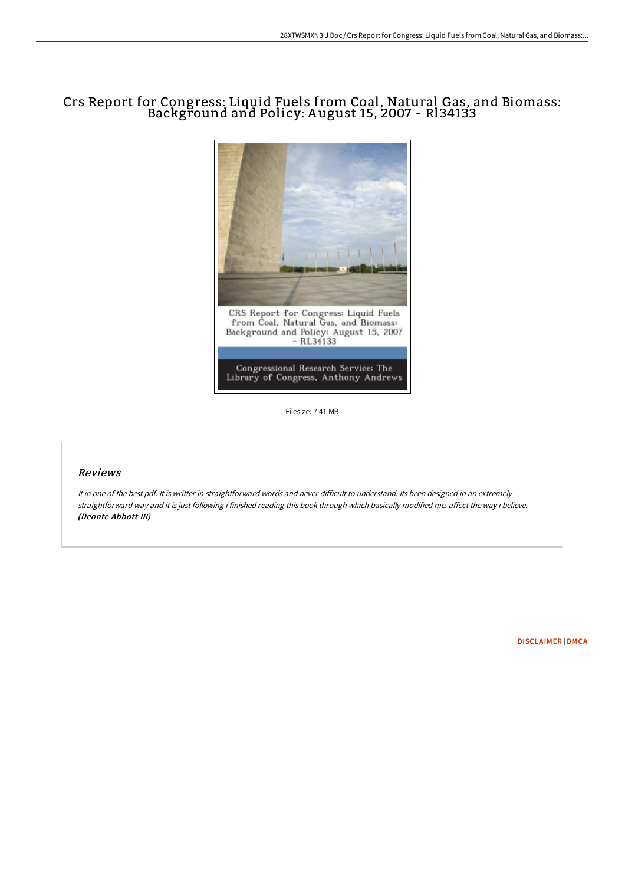# Crs Report for Congress: Liquid Fuels from Coal, Natural Gas, and Biomass: Background and Policy: August 15, 2007 - Rl34133

Filesize: 7.41 MB

## *Reviews*

*It in one of the best pdf. It is writter in straightforward words and never difficult to understand. Its been designed in an extremely straightforward way and it is just following i finished reading this book through which basically modified me, affect the way i believe.* ***(Deonte Abbott III)***

DISCLAIMER | DMCA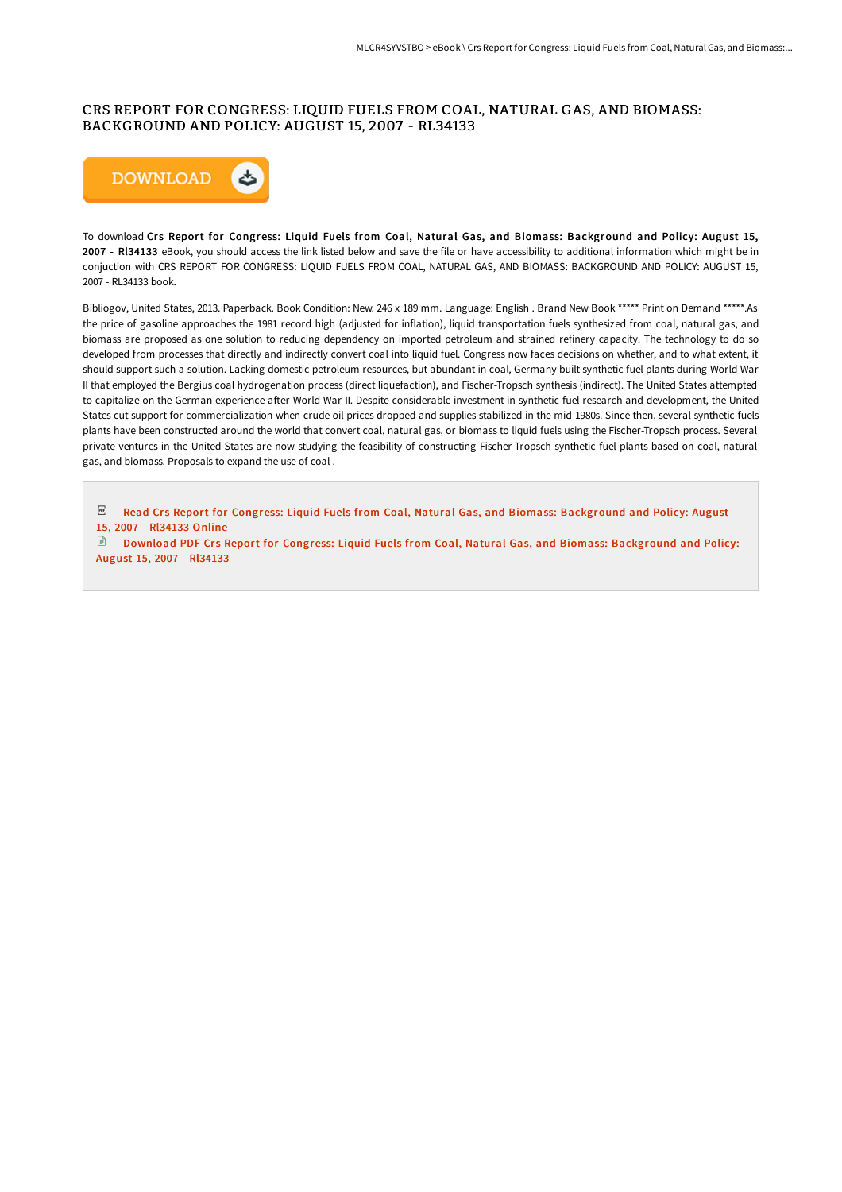# CRS REPORT FOR CONGRESS: LIQUID FUELS FROM COAL, NATURAL GAS, AND BIOMASS: BACKGROUND AND POLICY: AUGUST 15, 2007 - RL34133

DOWNLOAD

To download **Crs Report for Congress: Liquid Fuels from Coal, Natural Gas, and Biomass: Background and Policy: August 15, 2007 - Rl34133** eBook, you should access the link listed below and save the file or have accessibility to additional information which might be in conjuction with CRS REPORT FOR CONGRESS: LIQUID FUELS FROM COAL, NATURAL GAS, AND BIOMASS: BACKGROUND AND POLICY: AUGUST 15, 2007 - RL34133 book.

Bibliogov, United States, 2013. Paperback. Book Condition: New. 246 x 189 mm. Language: English . Brand New Book ***** Print on Demand *****.As the price of gasoline approaches the 1981 record high (adjusted for inflation), liquid transportation fuels synthesized from coal, natural gas, and biomass are proposed as one solution to reducing dependency on imported petroleum and strained refinery capacity. The technology to do so developed from processes that directly and indirectly convert coal into liquid fuel. Congress now faces decisions on whether, and to what extent, it should support such a solution. Lacking domestic petroleum resources, but abundant in coal, Germany built synthetic fuel plants during World War II that employed the Bergius coal hydrogenation process (direct liquefaction), and Fischer-Tropsch synthesis (indirect). The United States attempted to capitalize on the German experience after World War II. Despite considerable investment in synthetic fuel research and development, the United States cut support for commercialization when crude oil prices dropped and supplies stabilized in the mid-1980s. Since then, several synthetic fuels plants have been constructed around the world that convert coal, natural gas, or biomass to liquid fuels using the Fischer-Tropsch process. Several private ventures in the United States are now studying the feasibility of constructing Fischer-Tropsch synthetic fuel plants based on coal, natural gas, and biomass. Proposals to expand the use of coal .

- Read Crs Report for Congress: Liquid Fuels from Coal, Natural Gas, and Biomass: Background and Policy: August 15, 2007 - Rl34133 Online
- Download PDF Crs Report for Congress: Liquid Fuels from Coal, Natural Gas, and Biomass: Background and Policy: August 15, 2007 - Rl34133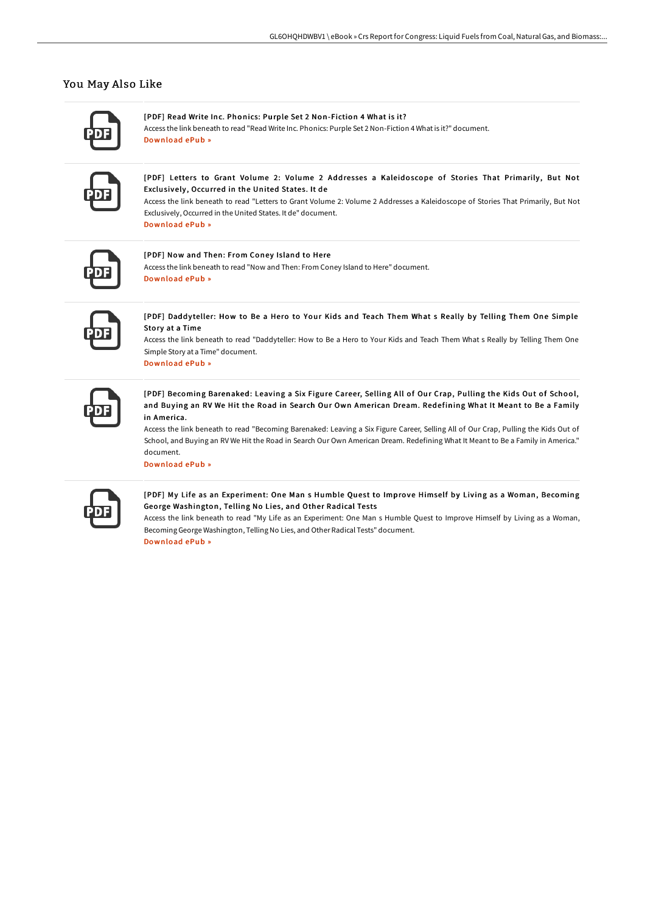## You May Also Like

**[PDF] Read Write Inc. Phonics: Purple Set 2 Non-Fiction 4 What is it?**
Access the link beneath to read "Read Write Inc. Phonics: Purple Set 2 Non-Fiction 4 What is it?" document.
Download ePub »

**[PDF] Letters to Grant Volume 2: Volume 2 Addresses a Kaleidoscope of Stories That Primarily, But Not Exclusively, Occurred in the United States. It de**
Access the link beneath to read "Letters to Grant Volume 2: Volume 2 Addresses a Kaleidoscope of Stories That Primarily, But Not Exclusively, Occurred in the United States. It de" document.
Download ePub »

**[PDF] Now and Then: From Coney Island to Here**
Access the link beneath to read "Now and Then: From Coney Island to Here" document.
Download ePub »

**[PDF] Daddyteller: How to Be a Hero to Your Kids and Teach Them What s Really by Telling Them One Simple Story at a Time**
Access the link beneath to read "Daddyteller: How to Be a Hero to Your Kids and Teach Them What s Really by Telling Them One Simple Story at a Time" document.
Download ePub »

**[PDF] Becoming Barenaked: Leaving a Six Figure Career, Selling All of Our Crap, Pulling the Kids Out of School, and Buying an RV We Hit the Road in Search Our Own American Dream. Redefining What It Meant to Be a Family in America.**
Access the link beneath to read "Becoming Barenaked: Leaving a Six Figure Career, Selling All of Our Crap, Pulling the Kids Out of School, and Buying an RV We Hit the Road in Search Our Own American Dream. Redefining What It Meant to Be a Family in America." document.
Download ePub »

**[PDF] My Life as an Experiment: One Man s Humble Quest to Improve Himself by Living as a Woman, Becoming George Washington, Telling No Lies, and Other Radical Tests**
Access the link beneath to read "My Life as an Experiment: One Man s Humble Quest to Improve Himself by Living as a Woman, Becoming George Washington, Telling No Lies, and Other Radical Tests" document.
Download ePub »